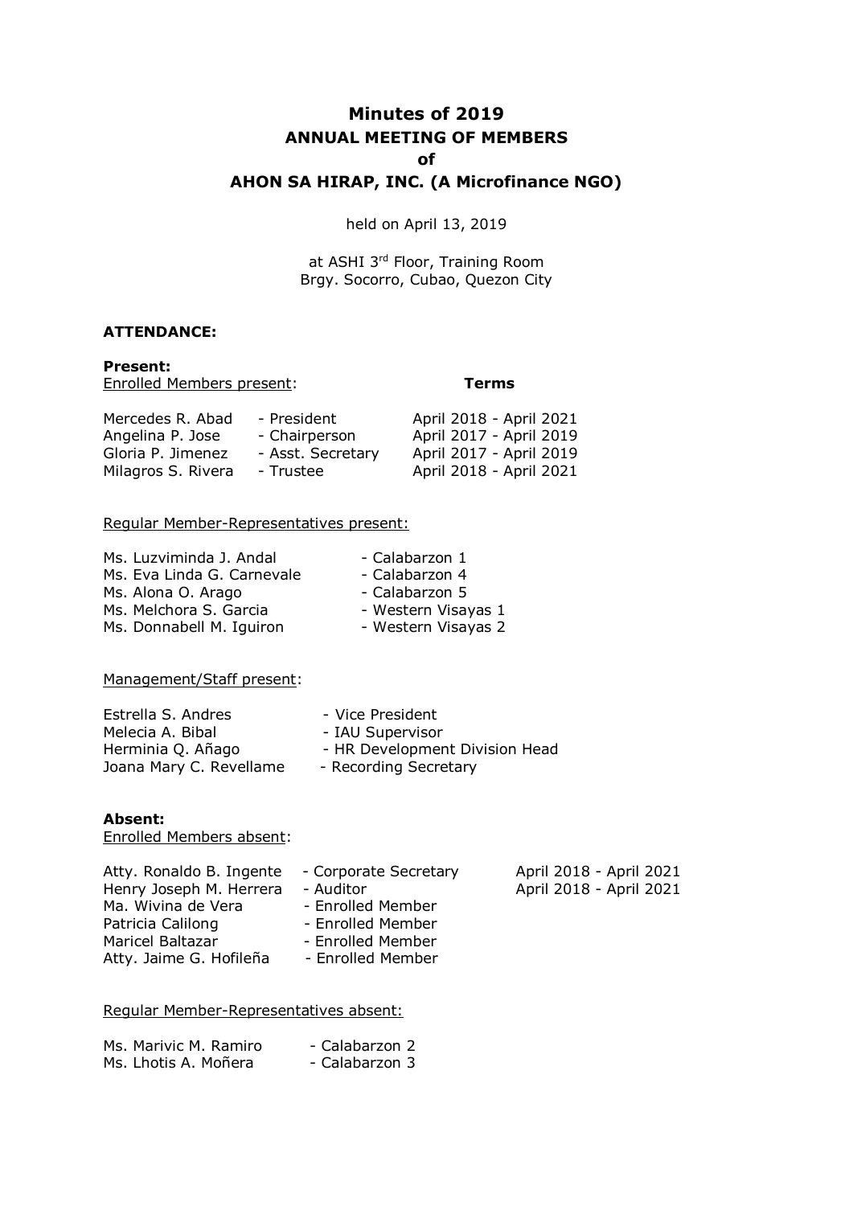# Minutes of 2019
## ANNUAL MEETING OF MEMBERS
## of
## AHON SA HIRAP, INC. (A Microfinance NGO)

held on April 13, 2019

at ASHI 3rd Floor, Training Room
Brgy. Socorro, Cubao, Quezon City

**ATTENDANCE:**

**Present:**

Enrolled Members present:

| Name | Position | Terms |
|---|---|---|
| Mercedes R. Abad | - President | April 2018 - April 2021 |
| Angelina P. Jose | - Chairperson | April 2017 - April 2019 |
| Gloria P. Jimenez | - Asst. Secretary | April 2017 - April 2019 |
| Milagros S. Rivera | - Trustee | April 2018 - April 2021 |

Regular Member-Representatives present:

| Name | Area |
|---|---|
| Ms. Luzviminda J. Andal | - Calabarzon 1 |
| Ms. Eva Linda G. Carnevale | - Calabarzon 4 |
| Ms. Alona O. Arago | - Calabarzon 5 |
| Ms. Melchora S. Garcia | - Western Visayas 1 |
| Ms. Donnabell M. Iguiron | - Western Visayas 2 |

Management/Staff present:

| Name | Position |
|---|---|
| Estrella S. Andres | - Vice President |
| Melecia A. Bibal | - IAU Supervisor |
| Herminia Q. Añago | - HR Development Division Head |
| Joana Mary C. Revellame | - Recording Secretary |

**Absent:**

Enrolled Members absent:

| Name | Position | Terms |
|---|---|---|
| Atty. Ronaldo B. Ingente | - Corporate Secretary | April 2018 - April 2021 |
| Henry Joseph M. Herrera | - Auditor | April 2018 - April 2021 |
| Ma. Wivina de Vera | - Enrolled Member | |
| Patricia Calilong | - Enrolled Member | |
| Maricel Baltazar | - Enrolled Member | |
| Atty. Jaime G. Hofileña | - Enrolled Member | |

Regular Member-Representatives absent:

| Name | Area |
|---|---|
| Ms. Marivic M. Ramiro | - Calabarzon 2 |
| Ms. Lhotis A. Moñera | - Calabarzon 3 |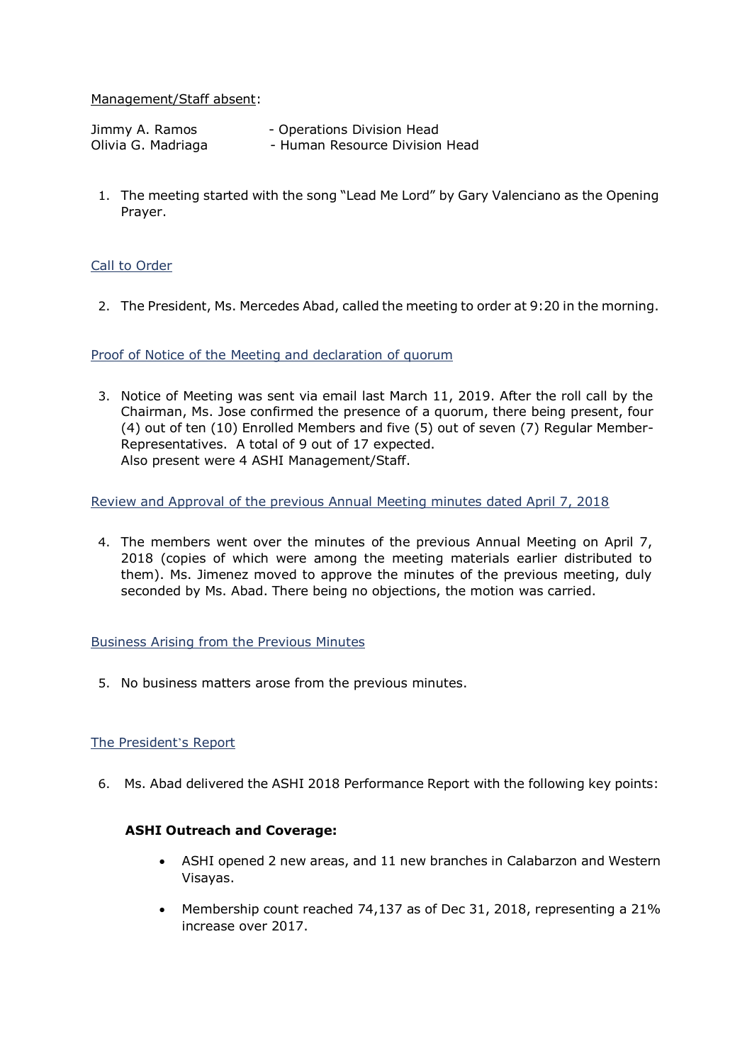Management/Staff absent:

Jimmy A. Ramos - Operations Division Head
Olivia G. Madriaga - Human Resource Division Head

1. The meeting started with the song "Lead Me Lord" by Gary Valenciano as the Opening Prayer.

## Call to Order

2. The President, Ms. Mercedes Abad, called the meeting to order at 9:20 in the morning.

## Proof of Notice of the Meeting and declaration of quorum

3. Notice of Meeting was sent via email last March 11, 2019. After the roll call by the Chairman, Ms. Jose confirmed the presence of a quorum, there being present, four (4) out of ten (10) Enrolled Members and five (5) out of seven (7) Regular Member-Representatives. A total of 9 out of 17 expected.
   Also present were 4 ASHI Management/Staff.

## Review and Approval of the previous Annual Meeting minutes dated April 7, 2018

4. The members went over the minutes of the previous Annual Meeting on April 7, 2018 (copies of which were among the meeting materials earlier distributed to them). Ms. Jimenez moved to approve the minutes of the previous meeting, duly seconded by Ms. Abad. There being no objections, the motion was carried.

## Business Arising from the Previous Minutes

5. No business matters arose from the previous minutes.

## The President's Report

6. Ms. Abad delivered the ASHI 2018 Performance Report with the following key points:

**ASHI Outreach and Coverage:**

- ASHI opened 2 new areas, and 11 new branches in Calabarzon and Western Visayas.
- Membership count reached 74,137 as of Dec 31, 2018, representing a 21% increase over 2017.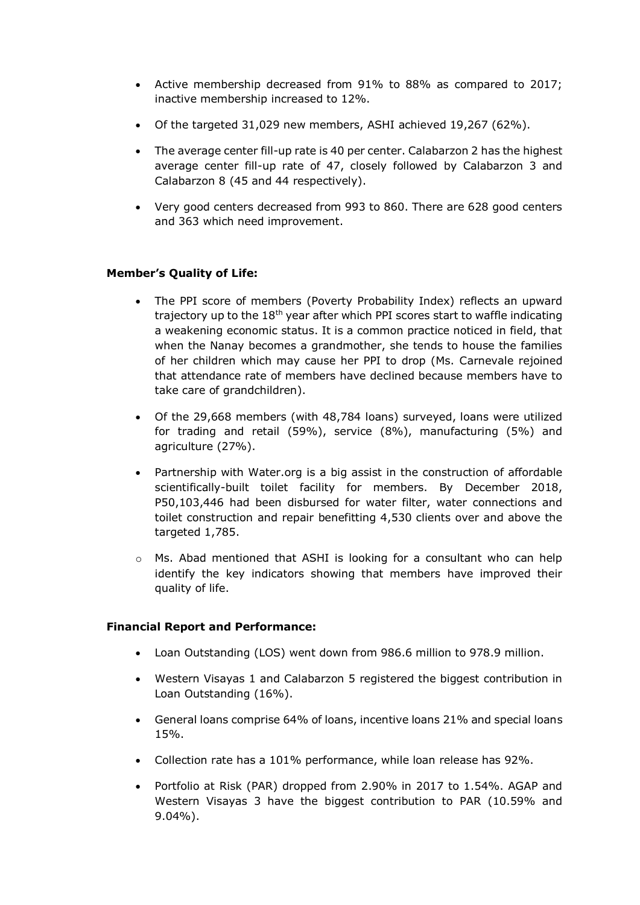- Active membership decreased from 91% to 88% as compared to 2017; inactive membership increased to 12%.
- Of the targeted 31,029 new members, ASHI achieved 19,267 (62%).
- The average center fill-up rate is 40 per center. Calabarzon 2 has the highest average center fill-up rate of 47, closely followed by Calabarzon 3 and Calabarzon 8 (45 and 44 respectively).
- Very good centers decreased from 993 to 860. There are 628 good centers and 363 which need improvement.

**Member's Quality of Life:**

- The PPI score of members (Poverty Probability Index) reflects an upward trajectory up to the 18th year after which PPI scores start to waffle indicating a weakening economic status. It is a common practice noticed in field, that when the Nanay becomes a grandmother, she tends to house the families of her children which may cause her PPI to drop (Ms. Carnevale rejoined that attendance rate of members have declined because members have to take care of grandchildren).
- Of the 29,668 members (with 48,784 loans) surveyed, loans were utilized for trading and retail (59%), service (8%), manufacturing (5%) and agriculture (27%).
- Partnership with Water.org is a big assist in the construction of affordable scientifically-built toilet facility for members. By December 2018, P50,103,446 had been disbursed for water filter, water connections and toilet construction and repair benefitting 4,530 clients over and above the targeted 1,785.
  - Ms. Abad mentioned that ASHI is looking for a consultant who can help identify the key indicators showing that members have improved their quality of life.

**Financial Report and Performance:**

- Loan Outstanding (LOS) went down from 986.6 million to 978.9 million.
- Western Visayas 1 and Calabarzon 5 registered the biggest contribution in Loan Outstanding (16%).
- General loans comprise 64% of loans, incentive loans 21% and special loans 15%.
- Collection rate has a 101% performance, while loan release has 92%.
- Portfolio at Risk (PAR) dropped from 2.90% in 2017 to 1.54%. AGAP and Western Visayas 3 have the biggest contribution to PAR (10.59% and 9.04%).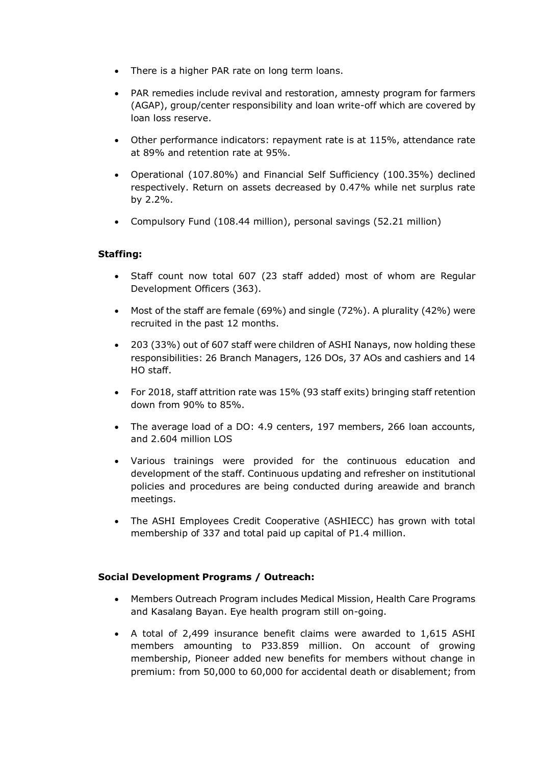- There is a higher PAR rate on long term loans.
- PAR remedies include revival and restoration, amnesty program for farmers (AGAP), group/center responsibility and loan write-off which are covered by loan loss reserve.
- Other performance indicators: repayment rate is at 115%, attendance rate at 89% and retention rate at 95%.
- Operational (107.80%) and Financial Self Sufficiency (100.35%) declined respectively. Return on assets decreased by 0.47% while net surplus rate by 2.2%.
- Compulsory Fund (108.44 million), personal savings (52.21 million)

**Staffing:**

- Staff count now total 607 (23 staff added) most of whom are Regular Development Officers (363).
- Most of the staff are female (69%) and single (72%). A plurality (42%) were recruited in the past 12 months.
- 203 (33%) out of 607 staff were children of ASHI Nanays, now holding these responsibilities: 26 Branch Managers, 126 DOs, 37 AOs and cashiers and 14 HO staff.
- For 2018, staff attrition rate was 15% (93 staff exits) bringing staff retention down from 90% to 85%.
- The average load of a DO: 4.9 centers, 197 members, 266 loan accounts, and 2.604 million LOS
- Various trainings were provided for the continuous education and development of the staff. Continuous updating and refresher on institutional policies and procedures are being conducted during areawide and branch meetings.
- The ASHI Employees Credit Cooperative (ASHIECC) has grown with total membership of 337 and total paid up capital of P1.4 million.

**Social Development Programs / Outreach:**

- Members Outreach Program includes Medical Mission, Health Care Programs and Kasalang Bayan. Eye health program still on-going.
- A total of 2,499 insurance benefit claims were awarded to 1,615 ASHI members amounting to P33.859 million. On account of growing membership, Pioneer added new benefits for members without change in premium: from 50,000 to 60,000 for accidental death or disablement; from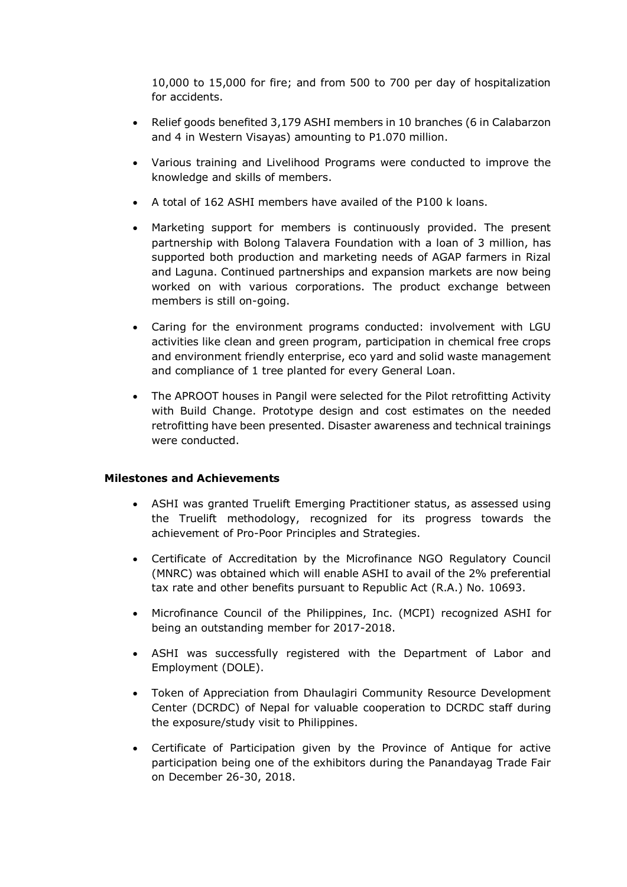10,000 to 15,000 for fire; and from 500 to 700 per day of hospitalization for accidents.

- Relief goods benefited 3,179 ASHI members in 10 branches (6 in Calabarzon and 4 in Western Visayas) amounting to P1.070 million.
- Various training and Livelihood Programs were conducted to improve the knowledge and skills of members.
- A total of 162 ASHI members have availed of the P100 k loans.
- Marketing support for members is continuously provided. The present partnership with Bolong Talavera Foundation with a loan of 3 million, has supported both production and marketing needs of AGAP farmers in Rizal and Laguna. Continued partnerships and expansion markets are now being worked on with various corporations. The product exchange between members is still on-going.
- Caring for the environment programs conducted: involvement with LGU activities like clean and green program, participation in chemical free crops and environment friendly enterprise, eco yard and solid waste management and compliance of 1 tree planted for every General Loan.
- The APROOT houses in Pangil were selected for the Pilot retrofitting Activity with Build Change. Prototype design and cost estimates on the needed retrofitting have been presented. Disaster awareness and technical trainings were conducted.

**Milestones and Achievements**

- ASHI was granted Truelift Emerging Practitioner status, as assessed using the Truelift methodology, recognized for its progress towards the achievement of Pro-Poor Principles and Strategies.
- Certificate of Accreditation by the Microfinance NGO Regulatory Council (MNRC) was obtained which will enable ASHI to avail of the 2% preferential tax rate and other benefits pursuant to Republic Act (R.A.) No. 10693.
- Microfinance Council of the Philippines, Inc. (MCPI) recognized ASHI for being an outstanding member for 2017-2018.
- ASHI was successfully registered with the Department of Labor and Employment (DOLE).
- Token of Appreciation from Dhaulagiri Community Resource Development Center (DCRDC) of Nepal for valuable cooperation to DCRDC staff during the exposure/study visit to Philippines.
- Certificate of Participation given by the Province of Antique for active participation being one of the exhibitors during the Panandayag Trade Fair on December 26-30, 2018.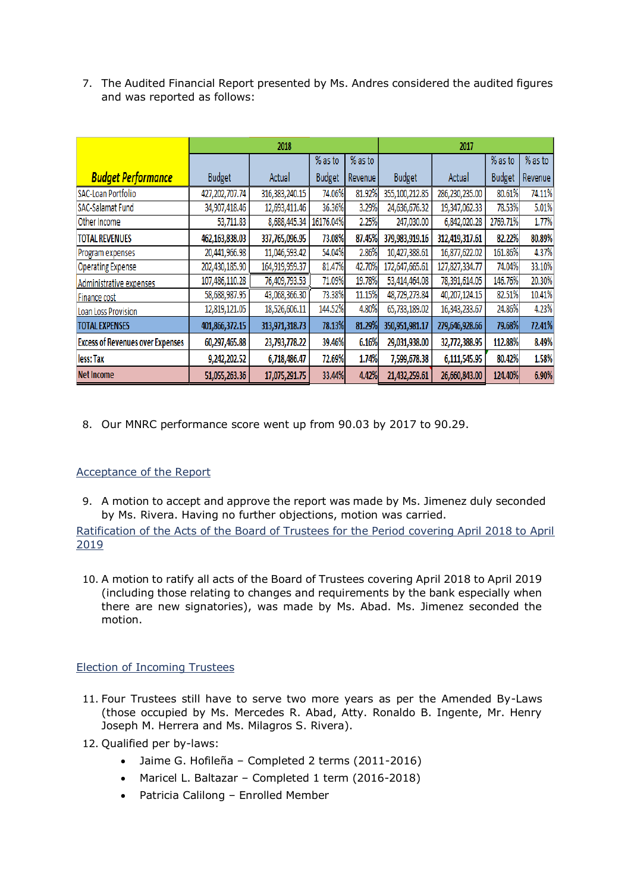7. The Audited Financial Report presented by Ms. Andres considered the audited figures and was reported as follows:

| Budget Performance | 2018 | | | | 2017 | | | |
|---|---|---|---|---|---|---|---|---|
| | Budget | Actual | % as to Budget | % as to Revenue | Budget | Actual | % as to Budget | % as to Revenue |
| SAC-Loan Portfolio | 427,202,707.74 | 316,383,240.15 | 74.06% | 81.92% | 355,100,212.85 | 286,230,235.00 | 80.61% | 74.11% |
| SAC-Salamat Fund | 34,907,418.46 | 12,693,411.46 | 36.36% | 3.29% | 24,636,676.32 | 19,347,062.33 | 78.53% | 5.01% |
| Other Income | 53,711.83 | 8,688,445.34 | 16176.04% | 2.25% | 247,030.00 | 6,842,020.28 | 2769.71% | 1.77% |
| TOTAL REVENUES | 462,163,838.03 | 337,765,096.95 | 73.08% | 87.45% | 379,983,919.16 | 312,419,317.61 | 82.22% | 80.89% |
| Program expenses | 20,441,966.98 | 11,046,593.42 | 54.04% | 2.86% | 10,427,388.61 | 16,877,622.02 | 161.86% | 4.37% |
| Operating Expense | 202,430,185.90 | 164,919,959.37 | 81.47% | 42.70% | 172,647,665.61 | 127,827,334.77 | 74.04% | 33.10% |
| Administrative expenses | 107,486,110.28 | 76,409,793.53 | 71.09% | 19.78% | 53,414,464.08 | 78,391,614.05 | 146.76% | 20.30% |
| Finance cost | 58,688,987.95 | 43,068,366.30 | 73.38% | 11.15% | 48,729,273.84 | 40,207,124.15 | 82.51% | 10.41% |
| Loan Loss Provision | 12,819,121.05 | 18,526,606.11 | 144.52% | 4.80% | 65,733,189.02 | 16,343,233.67 | 24.86% | 4.23% |
| TOTAL EXPENSES | 401,866,372.15 | 313,971,318.73 | 78.13% | 81.29% | 350,951,981.17 | 279,646,928.66 | 79.68% | 72.41% |
| Excess of Revenues over Expenses | 60,297,465.88 | 23,793,778.22 | 39.46% | 6.16% | 29,031,938.00 | 32,772,388.95 | 112.88% | 8.49% |
| less: Tax | 9,242,202.52 | 6,718,486.47 | 72.69% | 1.74% | 7,599,678.38 | 6,111,545.95 | 80.42% | 1.58% |
| Net Income | 51,055,263.36 | 17,075,291.75 | 33.44% | 4.42% | 21,432,259.61 | 26,660,843.00 | 124.40% | 6.90% |

8. Our MNRC performance score went up from 90.03 by 2017 to 90.29.

## Acceptance of the Report

9. A motion to accept and approve the report was made by Ms. Jimenez duly seconded by Ms. Rivera. Having no further objections, motion was carried.

## Ratification of the Acts of the Board of Trustees for the Period covering April 2018 to April 2019

10. A motion to ratify all acts of the Board of Trustees covering April 2018 to April 2019 (including those relating to changes and requirements by the bank especially when there are new signatories), was made by Ms. Abad. Ms. Jimenez seconded the motion.

## Election of Incoming Trustees

11. Four Trustees still have to serve two more years as per the Amended By-Laws (those occupied by Ms. Mercedes R. Abad, Atty. Ronaldo B. Ingente, Mr. Henry Joseph M. Herrera and Ms. Milagros S. Rivera).
12. Qualified per by-laws:
    - Jaime G. Hofileña – Completed 2 terms (2011-2016)
    - Maricel L. Baltazar – Completed 1 term (2016-2018)
    - Patricia Calilong – Enrolled Member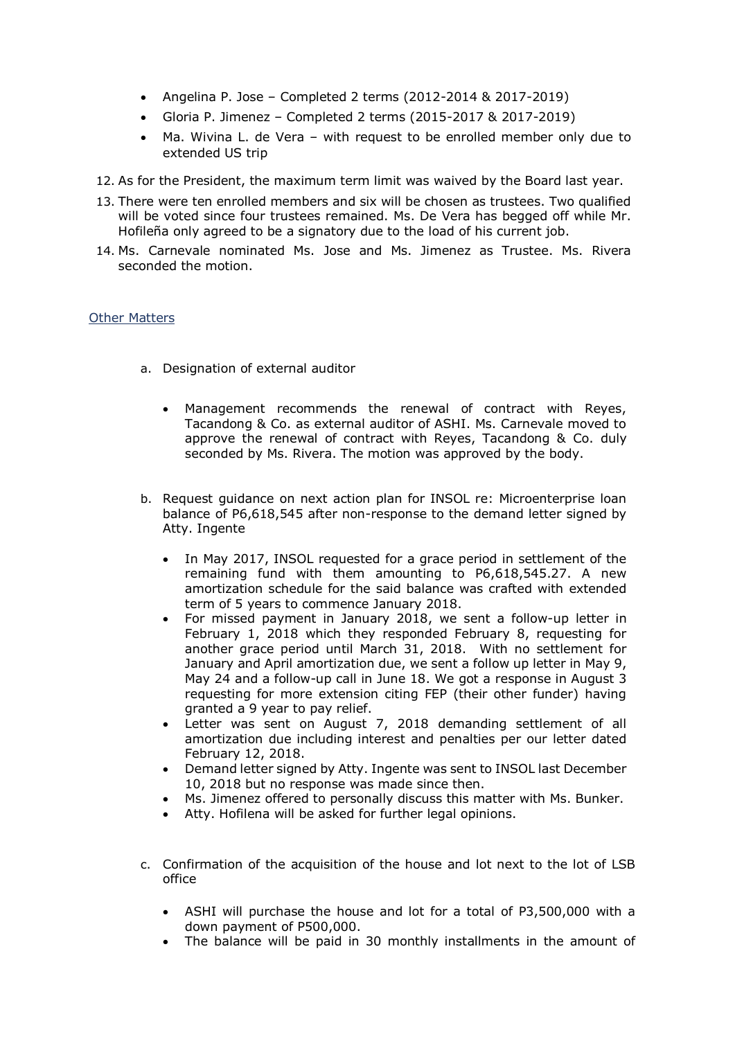- Angelina P. Jose – Completed 2 terms (2012-2014 & 2017-2019)
- Gloria P. Jimenez – Completed 2 terms (2015-2017 & 2017-2019)
- Ma. Wivina L. de Vera – with request to be enrolled member only due to extended US trip

12. As for the President, the maximum term limit was waived by the Board last year.
13. There were ten enrolled members and six will be chosen as trustees. Two qualified will be voted since four trustees remained. Ms. De Vera has begged off while Mr. Hofileña only agreed to be a signatory due to the load of his current job.
14. Ms. Carnevale nominated Ms. Jose and Ms. Jimenez as Trustee. Ms. Rivera seconded the motion.

## Other Matters

a. Designation of external auditor

   - Management recommends the renewal of contract with Reyes, Tacandong & Co. as external auditor of ASHI. Ms. Carnevale moved to approve the renewal of contract with Reyes, Tacandong & Co. duly seconded by Ms. Rivera. The motion was approved by the body.

b. Request guidance on next action plan for INSOL re: Microenterprise loan balance of P6,618,545 after non-response to the demand letter signed by Atty. Ingente

   - In May 2017, INSOL requested for a grace period in settlement of the remaining fund with them amounting to P6,618,545.27. A new amortization schedule for the said balance was crafted with extended term of 5 years to commence January 2018.
   - For missed payment in January 2018, we sent a follow-up letter in February 1, 2018 which they responded February 8, requesting for another grace period until March 31, 2018. With no settlement for January and April amortization due, we sent a follow up letter in May 9, May 24 and a follow-up call in June 18. We got a response in August 3 requesting for more extension citing FEP (their other funder) having granted a 9 year to pay relief.
   - Letter was sent on August 7, 2018 demanding settlement of all amortization due including interest and penalties per our letter dated February 12, 2018.
   - Demand letter signed by Atty. Ingente was sent to INSOL last December 10, 2018 but no response was made since then.
   - Ms. Jimenez offered to personally discuss this matter with Ms. Bunker.
   - Atty. Hofilena will be asked for further legal opinions.

c. Confirmation of the acquisition of the house and lot next to the lot of LSB office

   - ASHI will purchase the house and lot for a total of P3,500,000 with a down payment of P500,000.
   - The balance will be paid in 30 monthly installments in the amount of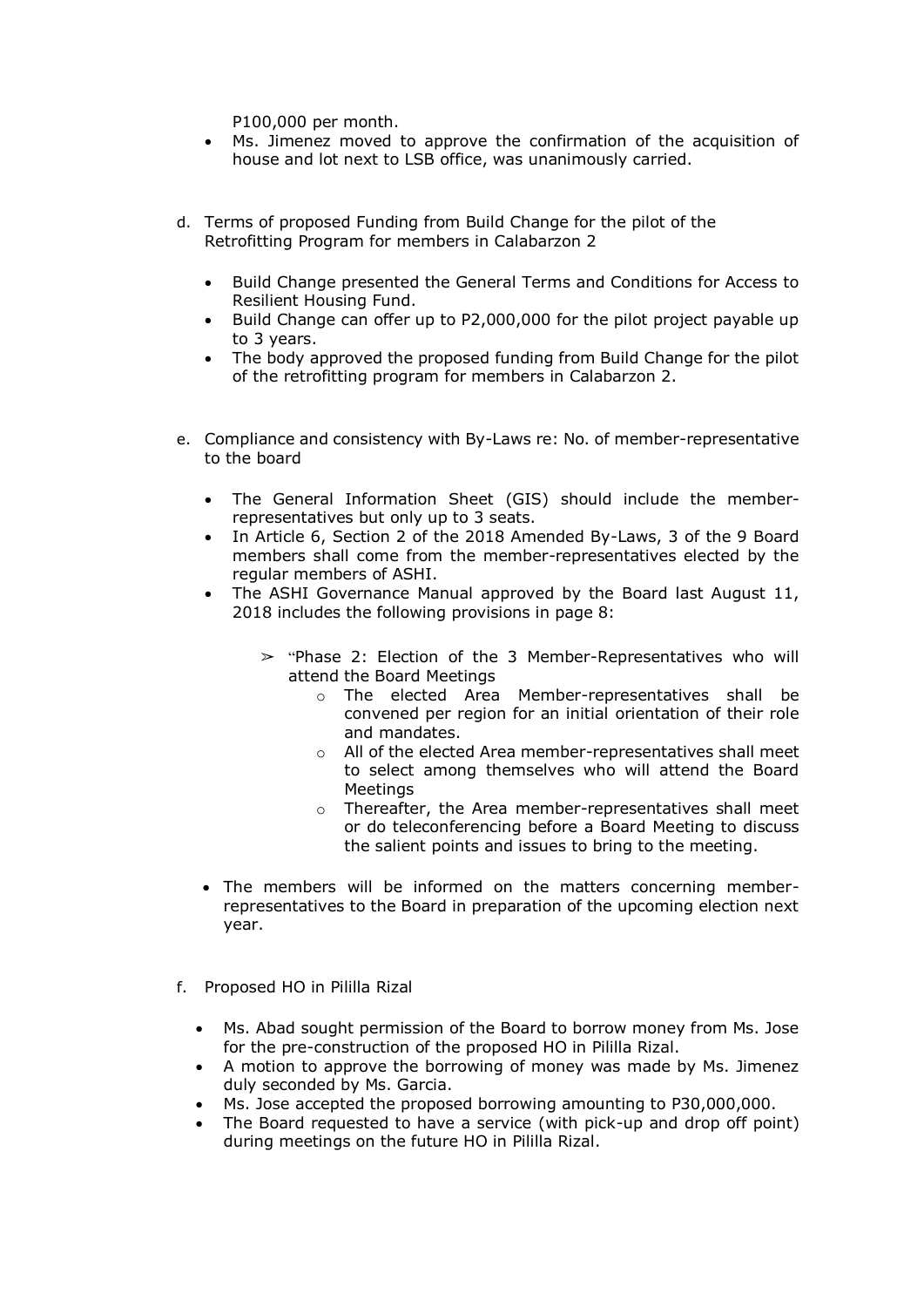P100,000 per month.

- Ms. Jimenez moved to approve the confirmation of the acquisition of house and lot next to LSB office, was unanimously carried.

d. Terms of proposed Funding from Build Change for the pilot of the Retrofitting Program for members in Calabarzon 2

- Build Change presented the General Terms and Conditions for Access to Resilient Housing Fund.
- Build Change can offer up to P2,000,000 for the pilot project payable up to 3 years.
- The body approved the proposed funding from Build Change for the pilot of the retrofitting program for members in Calabarzon 2.

e. Compliance and consistency with By-Laws re: No. of member-representative to the board

- The General Information Sheet (GIS) should include the member-representatives but only up to 3 seats.
- In Article 6, Section 2 of the 2018 Amended By-Laws, 3 of the 9 Board members shall come from the member-representatives elected by the regular members of ASHI.
- The ASHI Governance Manual approved by the Board last August 11, 2018 includes the following provisions in page 8:
  - "Phase 2: Election of the 3 Member-Representatives who will attend the Board Meetings
    - The elected Area Member-representatives shall be convened per region for an initial orientation of their role and mandates.
    - All of the elected Area member-representatives shall meet to select among themselves who will attend the Board Meetings
    - Thereafter, the Area member-representatives shall meet or do teleconferencing before a Board Meeting to discuss the salient points and issues to bring to the meeting.
- The members will be informed on the matters concerning member-representatives to the Board in preparation of the upcoming election next year.

f. Proposed HO in Pililla Rizal

- Ms. Abad sought permission of the Board to borrow money from Ms. Jose for the pre-construction of the proposed HO in Pililla Rizal.
- A motion to approve the borrowing of money was made by Ms. Jimenez duly seconded by Ms. Garcia.
- Ms. Jose accepted the proposed borrowing amounting to P30,000,000.
- The Board requested to have a service (with pick-up and drop off point) during meetings on the future HO in Pililla Rizal.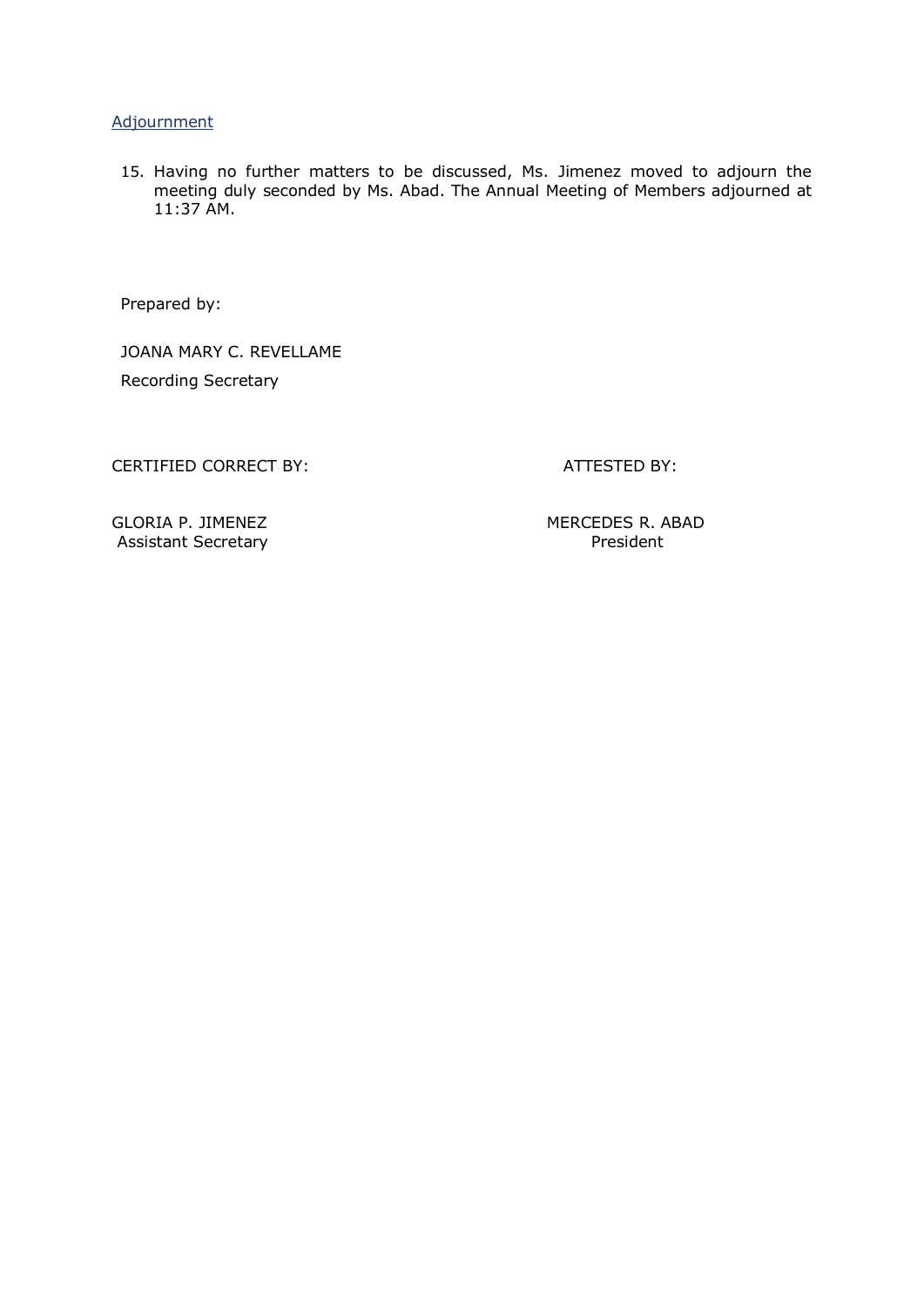## Adjournment

15. Having no further matters to be discussed, Ms. Jimenez moved to adjourn the meeting duly seconded by Ms. Abad. The Annual Meeting of Members adjourned at 11:37 AM.

Prepared by:

JOANA MARY C. REVELLAME
Recording Secretary

CERTIFIED CORRECT BY:

GLORIA P. JIMENEZ
Assistant Secretary

ATTESTED BY:

MERCEDES R. ABAD
President